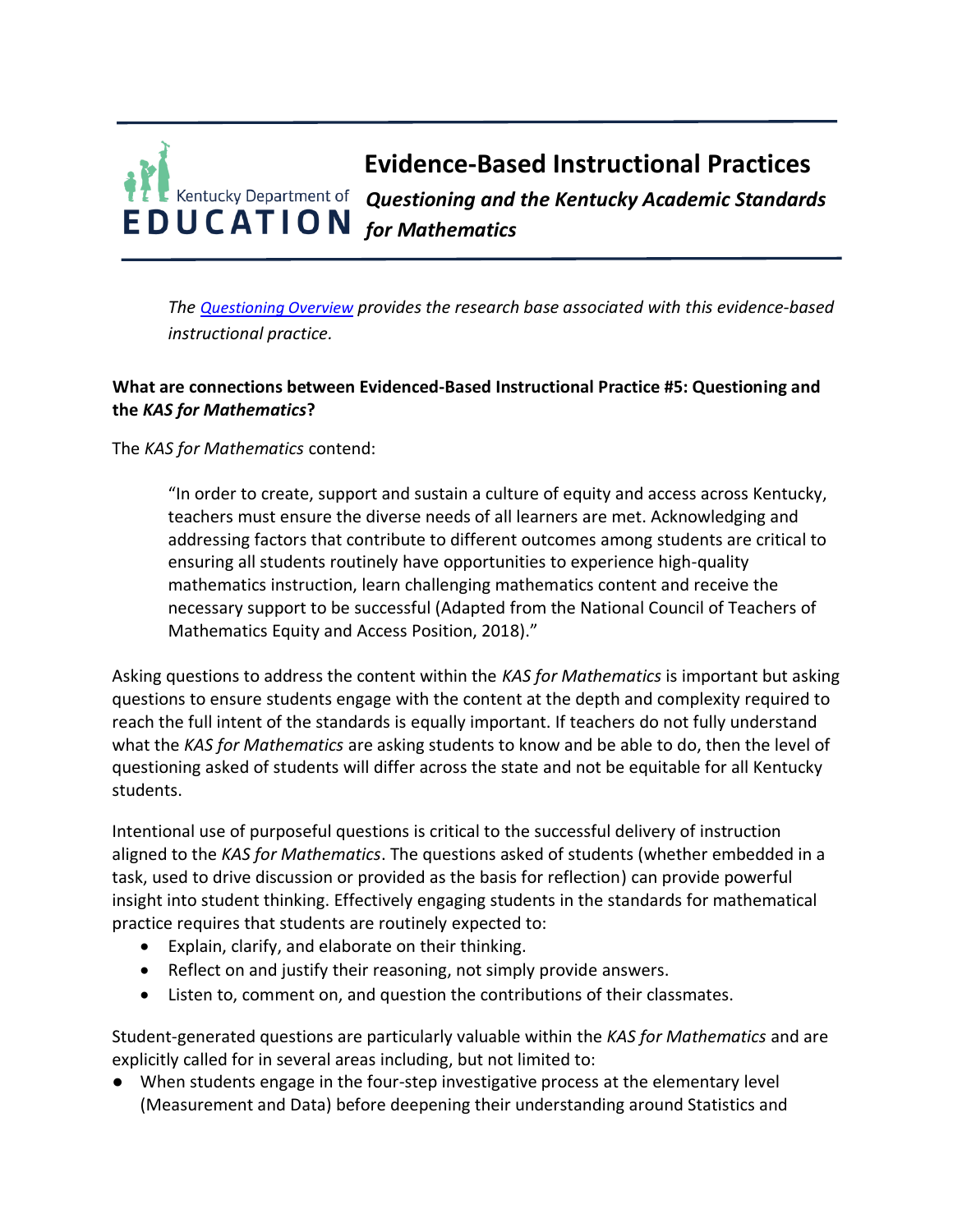# Evidence-Based Instructional Practices

## *Questioning and the Kentucky Academic Standards for Mathematics*

*The [Questioning Overview](Questioning Overview) provides the research base associated with this evidence-based instructional practice.*

**What are connections between Evidenced-Based Instructional Practice #5: Questioning and the *KAS for Mathematics*?**

The *KAS for Mathematics* contend:

> "In order to create, support and sustain a culture of equity and access across Kentucky, teachers must ensure the diverse needs of all learners are met. Acknowledging and addressing factors that contribute to different outcomes among students are critical to ensuring all students routinely have opportunities to experience high-quality mathematics instruction, learn challenging mathematics content and receive the necessary support to be successful (Adapted from the National Council of Teachers of Mathematics Equity and Access Position, 2018)."

Asking questions to address the content within the *KAS for Mathematics* is important but asking questions to ensure students engage with the content at the depth and complexity required to reach the full intent of the standards is equally important. If teachers do not fully understand what the *KAS for Mathematics* are asking students to know and be able to do, then the level of questioning asked of students will differ across the state and not be equitable for all Kentucky students.

Intentional use of purposeful questions is critical to the successful delivery of instruction aligned to the *KAS for Mathematics*. The questions asked of students (whether embedded in a task, used to drive discussion or provided as the basis for reflection) can provide powerful insight into student thinking. Effectively engaging students in the standards for mathematical practice requires that students are routinely expected to:

- Explain, clarify, and elaborate on their thinking.
- Reflect on and justify their reasoning, not simply provide answers.
- Listen to, comment on, and question the contributions of their classmates.

Student-generated questions are particularly valuable within the *KAS for Mathematics* and are explicitly called for in several areas including, but not limited to:

- When students engage in the four-step investigative process at the elementary level (Measurement and Data) before deepening their understanding around Statistics and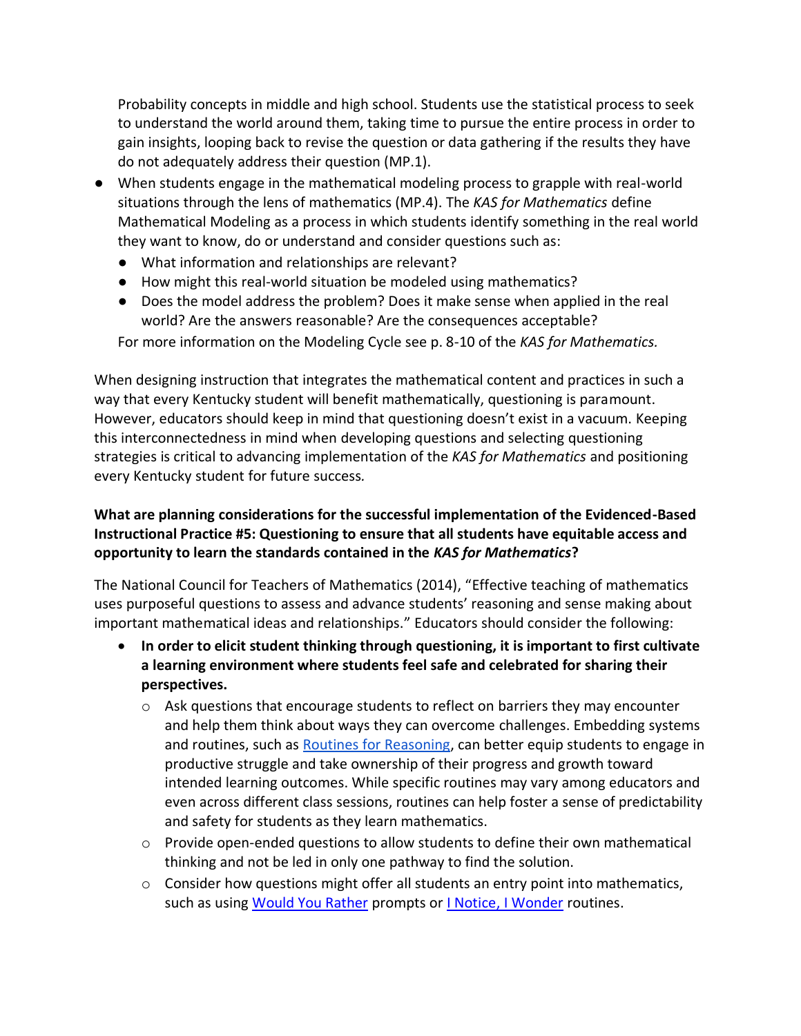Probability concepts in middle and high school. Students use the statistical process to seek to understand the world around them, taking time to pursue the entire process in order to gain insights, looping back to revise the question or data gathering if the results they have do not adequately address their question (MP.1).

- When students engage in the mathematical modeling process to grapple with real-world situations through the lens of mathematics (MP.4). The *KAS for Mathematics* define Mathematical Modeling as a process in which students identify something in the real world they want to know, do or understand and consider questions such as:
  - What information and relationships are relevant?
  - How might this real-world situation be modeled using mathematics?
  - Does the model address the problem? Does it make sense when applied in the real world? Are the answers reasonable? Are the consequences acceptable?

  For more information on the Modeling Cycle see p. 8-10 of the *KAS for Mathematics.*

When designing instruction that integrates the mathematical content and practices in such a way that every Kentucky student will benefit mathematically, questioning is paramount. However, educators should keep in mind that questioning doesn't exist in a vacuum. Keeping this interconnectedness in mind when developing questions and selecting questioning strategies is critical to advancing implementation of the *KAS for Mathematics* and positioning every Kentucky student for future success.

**What are planning considerations for the successful implementation of the Evidenced-Based Instructional Practice #5: Questioning to ensure that all students have equitable access and opportunity to learn the standards contained in the *KAS for Mathematics*?**

The National Council for Teachers of Mathematics (2014), "Effective teaching of mathematics uses purposeful questions to assess and advance students' reasoning and sense making about important mathematical ideas and relationships." Educators should consider the following:

- **In order to elicit student thinking through questioning, it is important to first cultivate a learning environment where students feel safe and celebrated for sharing their perspectives.**
  - Ask questions that encourage students to reflect on barriers they may encounter and help them think about ways they can overcome challenges. Embedding systems and routines, such as Routines for Reasoning, can better equip students to engage in productive struggle and take ownership of their progress and growth toward intended learning outcomes. While specific routines may vary among educators and even across different class sessions, routines can help foster a sense of predictability and safety for students as they learn mathematics.
  - Provide open-ended questions to allow students to define their own mathematical thinking and not be led in only one pathway to find the solution.
  - Consider how questions might offer all students an entry point into mathematics, such as using Would You Rather prompts or I Notice, I Wonder routines.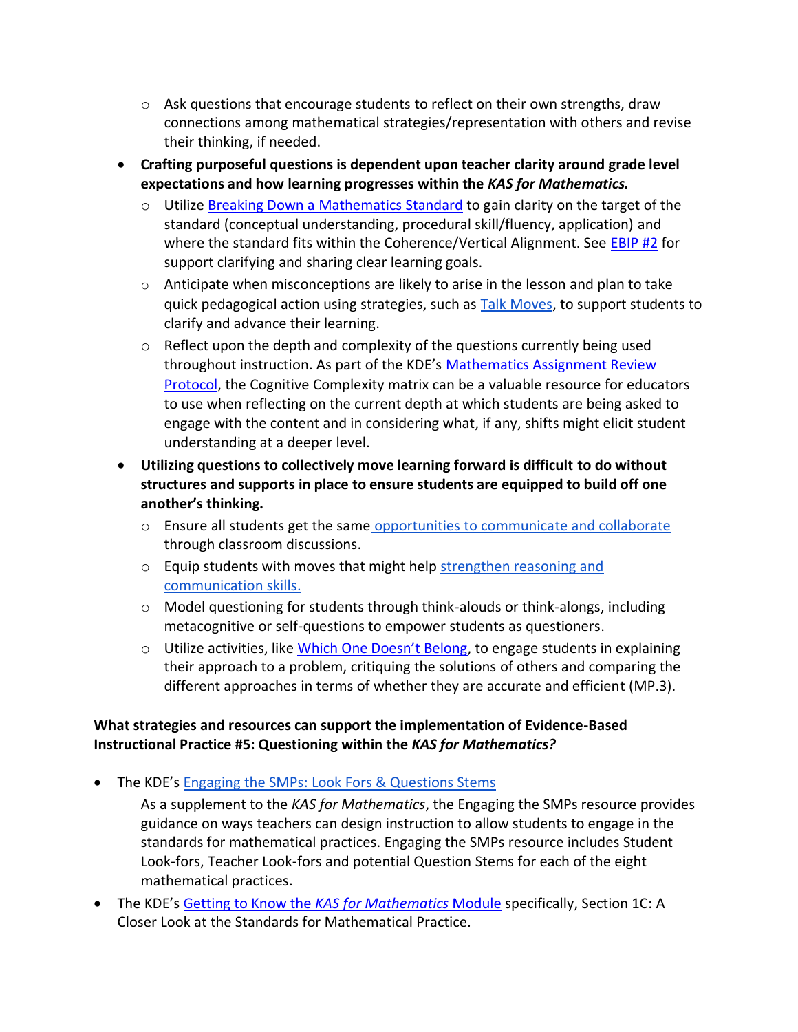- Ask questions that encourage students to reflect on their own strengths, draw connections among mathematical strategies/representation with others and revise their thinking, if needed.
- **Crafting purposeful questions is dependent upon teacher clarity around grade level expectations and how learning progresses within the *KAS for Mathematics.***
    - Utilize Breaking Down a Mathematics Standard to gain clarity on the target of the standard (conceptual understanding, procedural skill/fluency, application) and where the standard fits within the Coherence/Vertical Alignment. See EBIP #2 for support clarifying and sharing clear learning goals.
    - Anticipate when misconceptions are likely to arise in the lesson and plan to take quick pedagogical action using strategies, such as Talk Moves, to support students to clarify and advance their learning.
    - Reflect upon the depth and complexity of the questions currently being used throughout instruction. As part of the KDE's Mathematics Assignment Review Protocol, the Cognitive Complexity matrix can be a valuable resource for educators to use when reflecting on the current depth at which students are being asked to engage with the content and in considering what, if any, shifts might elicit student understanding at a deeper level.
- **Utilizing questions to collectively move learning forward is difficult to do without structures and supports in place to ensure students are equipped to build off one another's thinking.**
    - Ensure all students get the same opportunities to communicate and collaborate through classroom discussions.
    - Equip students with moves that might help strengthen reasoning and communication skills.
    - Model questioning for students through think-alouds or think-alongs, including metacognitive or self-questions to empower students as questioners.
    - Utilize activities, like Which One Doesn't Belong, to engage students in explaining their approach to a problem, critiquing the solutions of others and comparing the different approaches in terms of whether they are accurate and efficient (MP.3).

**What strategies and resources can support the implementation of Evidence-Based Instructional Practice #5: Questioning within the *KAS for Mathematics?***

- The KDE's Engaging the SMPs: Look Fors & Questions Stems

  As a supplement to the *KAS for Mathematics*, the Engaging the SMPs resource provides guidance on ways teachers can design instruction to allow students to engage in the standards for mathematical practices. Engaging the SMPs resource includes Student Look-fors, Teacher Look-fors and potential Question Stems for each of the eight mathematical practices.
- The KDE's Getting to Know the *KAS for Mathematics* Module specifically, Section 1C: A Closer Look at the Standards for Mathematical Practice.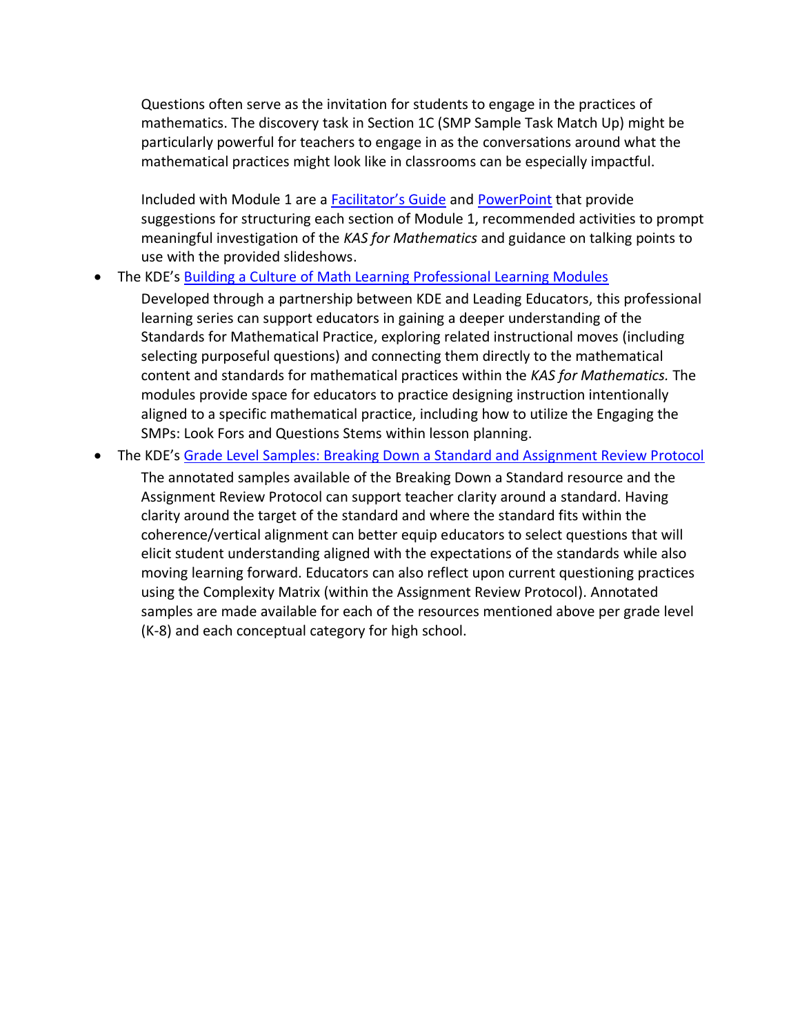Questions often serve as the invitation for students to engage in the practices of mathematics. The discovery task in Section 1C (SMP Sample Task Match Up) might be particularly powerful for teachers to engage in as the conversations around what the mathematical practices might look like in classrooms can be especially impactful.

Included with Module 1 are a Facilitator's Guide and PowerPoint that provide suggestions for structuring each section of Module 1, recommended activities to prompt meaningful investigation of the *KAS for Mathematics* and guidance on talking points to use with the provided slideshows.

- The KDE's Building a Culture of Math Learning Professional Learning Modules

  Developed through a partnership between KDE and Leading Educators, this professional learning series can support educators in gaining a deeper understanding of the Standards for Mathematical Practice, exploring related instructional moves (including selecting purposeful questions) and connecting them directly to the mathematical content and standards for mathematical practices within the *KAS for Mathematics.* The modules provide space for educators to practice designing instruction intentionally aligned to a specific mathematical practice, including how to utilize the Engaging the SMPs: Look Fors and Questions Stems within lesson planning.

- The KDE's Grade Level Samples: Breaking Down a Standard and Assignment Review Protocol

  The annotated samples available of the Breaking Down a Standard resource and the Assignment Review Protocol can support teacher clarity around a standard. Having clarity around the target of the standard and where the standard fits within the coherence/vertical alignment can better equip educators to select questions that will elicit student understanding aligned with the expectations of the standards while also moving learning forward. Educators can also reflect upon current questioning practices using the Complexity Matrix (within the Assignment Review Protocol). Annotated samples are made available for each of the resources mentioned above per grade level (K-8) and each conceptual category for high school.